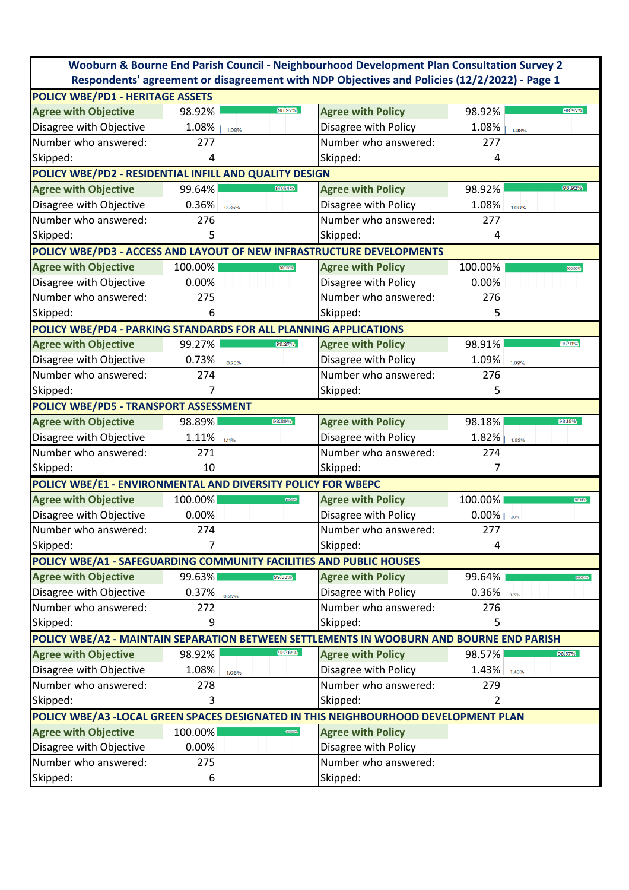# Wooburn & Bourne End Parish Council - Neighbourhood Development Plan Consultation Survey 2

## Respondents' agreement or disagreement with NDP Objectives and Policies (12/2/2022) - Page 1

| POLICY WBE/PD1 - HERITAGE ASSETS | | | |
|---|---|---|---|
| Agree with Objective | 98.92% | Agree with Policy | 98.92% |
| Disagree with Objective | 1.08% | Disagree with Policy | 1.08% |
| Number who answered: | 277 | Number who answered: | 277 |
| Skipped: | 4 | Skipped: | 4 |

| POLICY WBE/PD2 - RESIDENTIAL INFILL AND QUALITY DESIGN | | | |
|---|---|---|---|
| Agree with Objective | 99.64% | Agree with Policy | 98.92% |
| Disagree with Objective | 0.36% | Disagree with Policy | 1.08% |
| Number who answered: | 276 | Number who answered: | 277 |
| Skipped: | 5 | Skipped: | 4 |

| POLICY WBE/PD3 - ACCESS AND LAYOUT OF NEW INFRASTRUCTURE DEVELOPMENTS | | | |
|---|---|---|---|
| Agree with Objective | 100.00% | Agree with Policy | 100.00% |
| Disagree with Objective | 0.00% | Disagree with Policy | 0.00% |
| Number who answered: | 275 | Number who answered: | 276 |
| Skipped: | 6 | Skipped: | 5 |

| POLICY WBE/PD4 - PARKING STANDARDS FOR ALL PLANNING APPLICATIONS | | | |
|---|---|---|---|
| Agree with Objective | 99.27% | Agree with Policy | 98.91% |
| Disagree with Objective | 0.73% | Disagree with Policy | 1.09% |
| Number who answered: | 274 | Number who answered: | 276 |
| Skipped: | 7 | Skipped: | 5 |

| POLICY WBE/PD5 - TRANSPORT ASSESSMENT | | | |
|---|---|---|---|
| Agree with Objective | 98.89% | Agree with Policy | 98.18% |
| Disagree with Objective | 1.11% | Disagree with Policy | 1.82% |
| Number who answered: | 271 | Number who answered: | 274 |
| Skipped: | 10 | Skipped: | 7 |

| POLICY WBE/E1 - ENVIRONMENTAL AND DIVERSITY POLICY FOR WBEPC | | | |
|---|---|---|---|
| Agree with Objective | 100.00% | Agree with Policy | 100.00% |
| Disagree with Objective | 0.00% | Disagree with Policy | 0.00% |
| Number who answered: | 274 | Number who answered: | 277 |
| Skipped: | 7 | Skipped: | 4 |

| POLICY WBE/A1 - SAFEGUARDING COMMUNITY FACILITIES AND PUBLIC HOUSES | | | |
|---|---|---|---|
| Agree with Objective | 99.63% | Agree with Policy | 99.64% |
| Disagree with Objective | 0.37% | Disagree with Policy | 0.36% |
| Number who answered: | 272 | Number who answered: | 276 |
| Skipped: | 9 | Skipped: | 5 |

| POLICY WBE/A2 - MAINTAIN SEPARATION BETWEEN SETTLEMENTS IN WOOBURN AND BOURNE END PARISH | | | |
|---|---|---|---|
| Agree with Objective | 98.92% | Agree with Policy | 98.57% |
| Disagree with Objective | 1.08% | Disagree with Policy | 1.43% |
| Number who answered: | 278 | Number who answered: | 279 |
| Skipped: | 3 | Skipped: | 2 |

| POLICY WBE/A3 -LOCAL GREEN SPACES DESIGNATED IN THIS NEIGHBOURHOOD DEVELOPMENT PLAN | | | |
|---|---|---|---|
| Agree with Objective | 100.00% | Agree with Policy | |
| Disagree with Objective | 0.00% | Disagree with Policy | |
| Number who answered: | 275 | Number who answered: | |
| Skipped: | 6 | Skipped: | |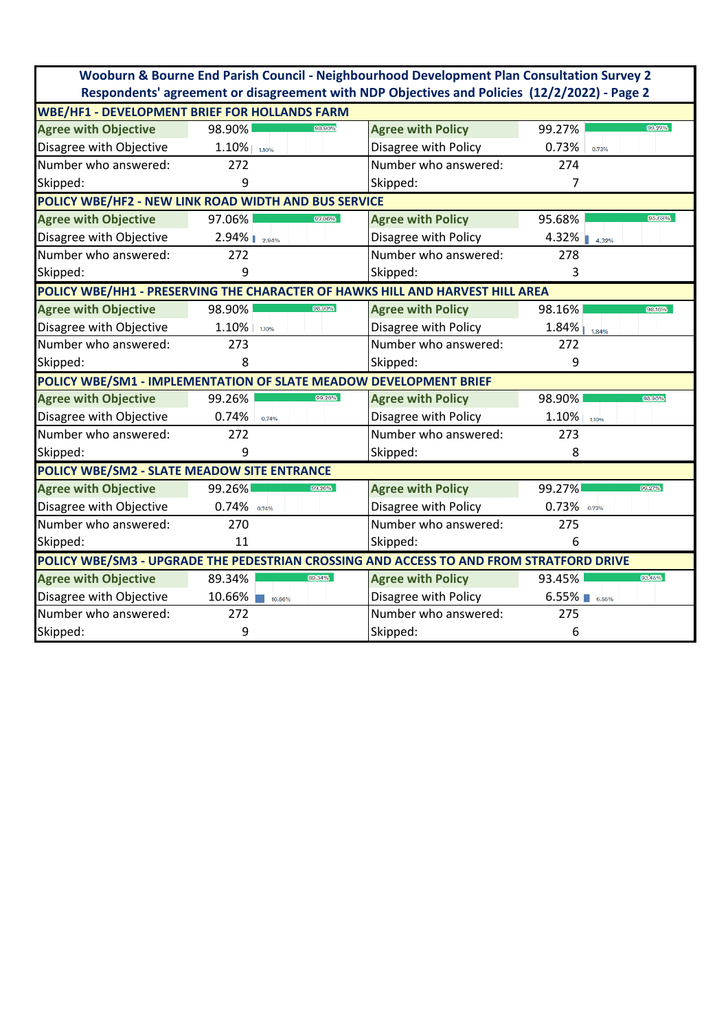**Wooburn & Bourne End Parish Council - Neighbourhood Development Plan Consultation Survey 2**
**Respondents' agreement or disagreement with NDP Objectives and Policies (12/2/2022) - Page 2**

| | | | |
|---|---|---|---|
| **WBE/HF1 - DEVELOPMENT BRIEF FOR HOLLANDS FARM** | | | |
| **Agree with Objective** | 98.90% | **Agree with Policy** | 99.27% |
| Disagree with Objective | 1.10% | Disagree with Policy | 0.73% |
| Number who answered: | 272 | Number who answered: | 274 |
| Skipped: | 9 | Skipped: | 7 |
| **POLICY WBE/HF2 - NEW LINK ROAD WIDTH AND BUS SERVICE** | | | |
| **Agree with Objective** | 97.06% | **Agree with Policy** | 95.68% |
| Disagree with Objective | 2.94% | Disagree with Policy | 4.32% |
| Number who answered: | 272 | Number who answered: | 278 |
| Skipped: | 9 | Skipped: | 3 |
| **POLICY WBE/HH1 - PRESERVING THE CHARACTER OF HAWKS HILL AND HARVEST HILL AREA** | | | |
| **Agree with Objective** | 98.90% | **Agree with Policy** | 98.16% |
| Disagree with Objective | 1.10% | Disagree with Policy | 1.84% |
| Number who answered: | 273 | Number who answered: | 272 |
| Skipped: | 8 | Skipped: | 9 |
| **POLICY WBE/SM1 - IMPLEMENTATION OF SLATE MEADOW DEVELOPMENT BRIEF** | | | |
| **Agree with Objective** | 99.26% | **Agree with Policy** | 98.90% |
| Disagree with Objective | 0.74% | Disagree with Policy | 1.10% |
| Number who answered: | 272 | Number who answered: | 273 |
| Skipped: | 9 | Skipped: | 8 |
| **POLICY WBE/SM2 - SLATE MEADOW SITE ENTRANCE** | | | |
| **Agree with Objective** | 99.26% | **Agree with Policy** | 99.27% |
| Disagree with Objective | 0.74% | Disagree with Policy | 0.73% |
| Number who answered: | 270 | Number who answered: | 275 |
| Skipped: | 11 | Skipped: | 6 |
| **POLICY WBE/SM3 - UPGRADE THE PEDESTRIAN CROSSING AND ACCESS TO AND FROM STRATFORD DRIVE** | | | |
| **Agree with Objective** | 89.34% | **Agree with Policy** | 93.45% |
| Disagree with Objective | 10.66% | Disagree with Policy | 6.55% |
| Number who answered: | 272 | Number who answered: | 275 |
| Skipped: | 9 | Skipped: | 6 |